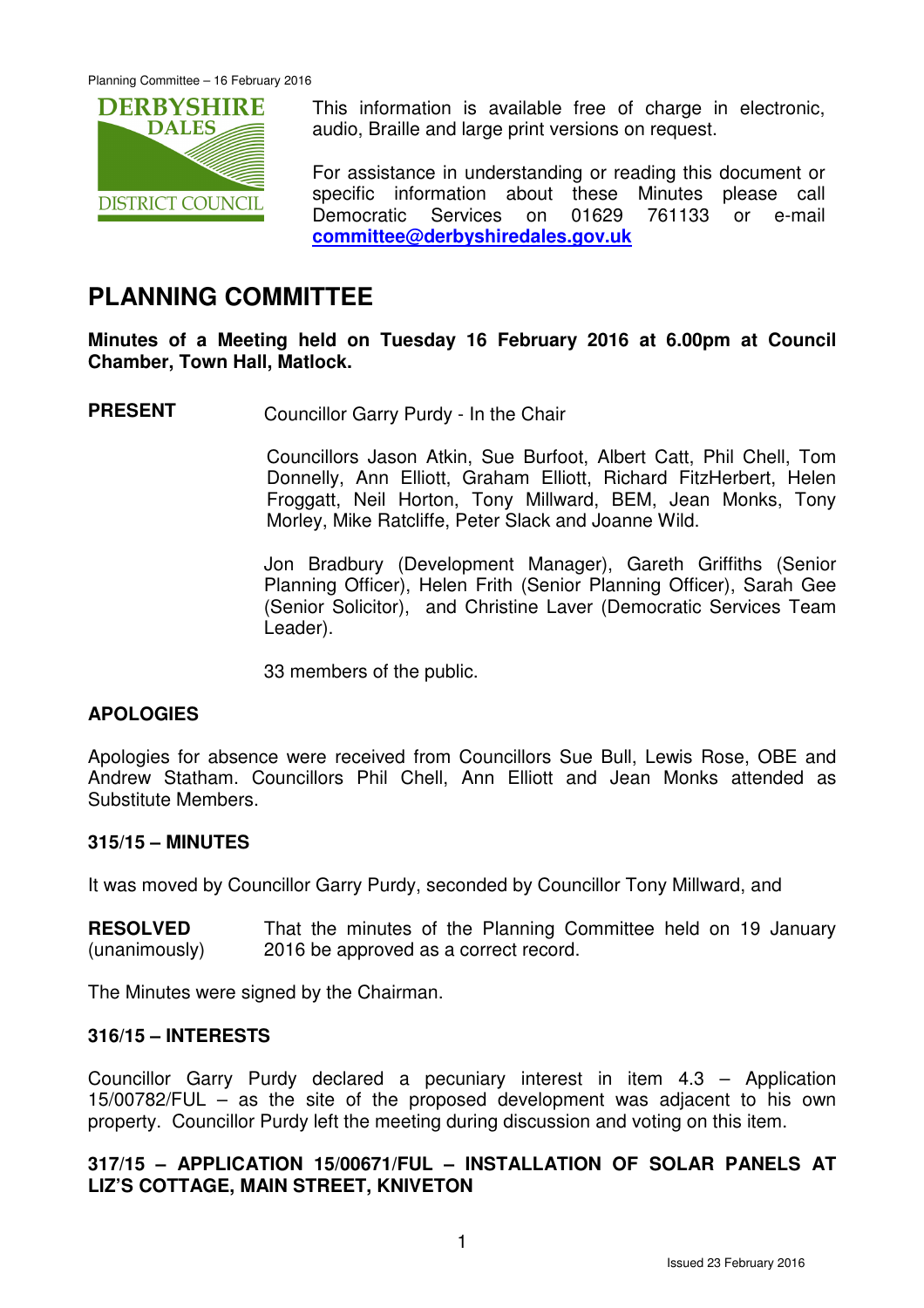This information is available free of charge in electronic, audio, Braille and large print versions on request.

For assistance in understanding or reading this document or specific information about these Minutes please call Democratic Services on 01629 761133 or e-mail **committee@derbyshiredales.gov.uk**

# PLANNING COMMITTEE

**Minutes of a Meeting held on Tuesday 16 February 2016 at 6.00pm at Council Chamber, Town Hall, Matlock.**

**PRESENT** Councillor Garry Purdy - In the Chair

Councillors Jason Atkin, Sue Burfoot, Albert Catt, Phil Chell, Tom Donnelly, Ann Elliott, Graham Elliott, Richard FitzHerbert, Helen Froggatt, Neil Horton, Tony Millward, BEM, Jean Monks, Tony Morley, Mike Ratcliffe, Peter Slack and Joanne Wild.

Jon Bradbury (Development Manager), Gareth Griffiths (Senior Planning Officer), Helen Frith (Senior Planning Officer), Sarah Gee (Senior Solicitor), and Christine Laver (Democratic Services Team Leader).

33 members of the public.

## APOLOGIES

Apologies for absence were received from Councillors Sue Bull, Lewis Rose, OBE and Andrew Statham. Councillors Phil Chell, Ann Elliott and Jean Monks attended as Substitute Members.

### 315/15 – MINUTES

It was moved by Councillor Garry Purdy, seconded by Councillor Tony Millward, and

**RESOLVED** (unanimously) That the minutes of the Planning Committee held on 19 January 2016 be approved as a correct record.

The Minutes were signed by the Chairman.

### 316/15 – INTERESTS

Councillor Garry Purdy declared a pecuniary interest in item 4.3 – Application 15/00782/FUL – as the site of the proposed development was adjacent to his own property. Councillor Purdy left the meeting during discussion and voting on this item.

### 317/15 – APPLICATION 15/00671/FUL – INSTALLATION OF SOLAR PANELS AT LIZ'S COTTAGE, MAIN STREET, KNIVETON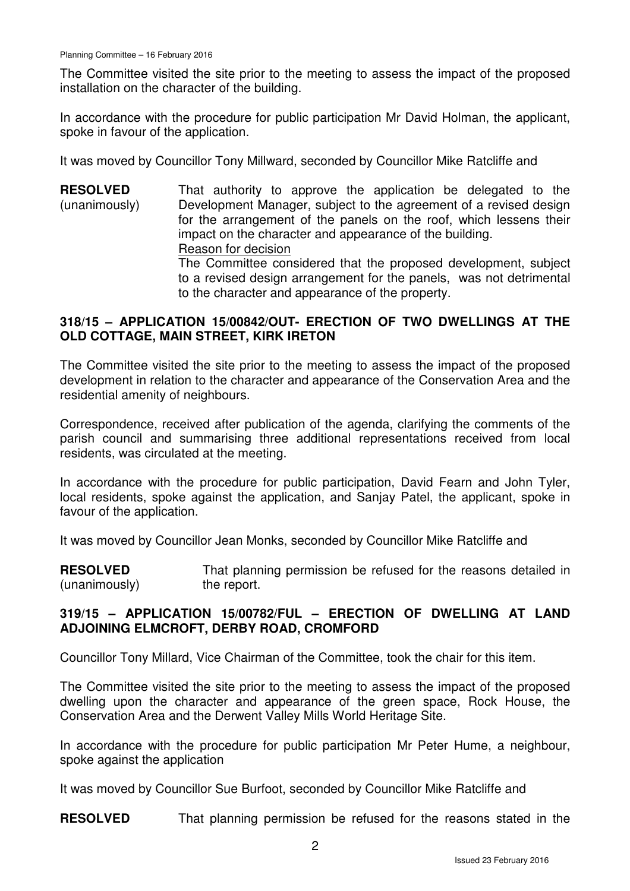The Committee visited the site prior to the meeting to assess the impact of the proposed installation on the character of the building.

In accordance with the procedure for public participation Mr David Holman, the applicant, spoke in favour of the application.

It was moved by Councillor Tony Millward, seconded by Councillor Mike Ratcliffe and

**RESOLVED** (unanimously)

That authority to approve the application be delegated to the Development Manager, subject to the agreement of a revised design for the arrangement of the panels on the roof, which lessens their impact on the character and appearance of the building.

Reason for decision

The Committee considered that the proposed development, subject to a revised design arrangement for the panels, was not detrimental to the character and appearance of the property.

## 318/15 – APPLICATION 15/00842/OUT- ERECTION OF TWO DWELLINGS AT THE OLD COTTAGE, MAIN STREET, KIRK IRETON

The Committee visited the site prior to the meeting to assess the impact of the proposed development in relation to the character and appearance of the Conservation Area and the residential amenity of neighbours.

Correspondence, received after publication of the agenda, clarifying the comments of the parish council and summarising three additional representations received from local residents, was circulated at the meeting.

In accordance with the procedure for public participation, David Fearn and John Tyler, local residents, spoke against the application, and Sanjay Patel, the applicant, spoke in favour of the application.

It was moved by Councillor Jean Monks, seconded by Councillor Mike Ratcliffe and

**RESOLVED** (unanimously)

That planning permission be refused for the reasons detailed in the report.

## 319/15 – APPLICATION 15/00782/FUL – ERECTION OF DWELLING AT LAND ADJOINING ELMCROFT, DERBY ROAD, CROMFORD

Councillor Tony Millard, Vice Chairman of the Committee, took the chair for this item.

The Committee visited the site prior to the meeting to assess the impact of the proposed dwelling upon the character and appearance of the green space, Rock House, the Conservation Area and the Derwent Valley Mills World Heritage Site.

In accordance with the procedure for public participation Mr Peter Hume, a neighbour, spoke against the application

It was moved by Councillor Sue Burfoot, seconded by Councillor Mike Ratcliffe and

**RESOLVED**

That planning permission be refused for the reasons stated in the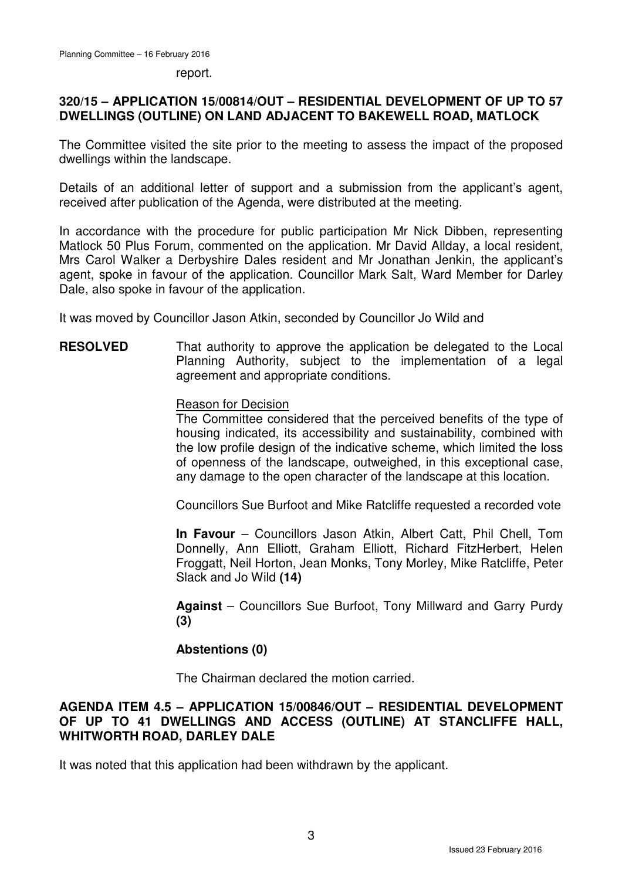report.

**320/15 – APPLICATION 15/00814/OUT – RESIDENTIAL DEVELOPMENT OF UP TO 57 DWELLINGS (OUTLINE) ON LAND ADJACENT TO BAKEWELL ROAD, MATLOCK**

The Committee visited the site prior to the meeting to assess the impact of the proposed dwellings within the landscape.

Details of an additional letter of support and a submission from the applicant's agent, received after publication of the Agenda, were distributed at the meeting.

In accordance with the procedure for public participation Mr Nick Dibben, representing Matlock 50 Plus Forum, commented on the application. Mr David Allday, a local resident, Mrs Carol Walker a Derbyshire Dales resident and Mr Jonathan Jenkin, the applicant's agent, spoke in favour of the application. Councillor Mark Salt, Ward Member for Darley Dale, also spoke in favour of the application.

It was moved by Councillor Jason Atkin, seconded by Councillor Jo Wild and

**RESOLVED** That authority to approve the application be delegated to the Local Planning Authority, subject to the implementation of a legal agreement and appropriate conditions.

Reason for Decision

The Committee considered that the perceived benefits of the type of housing indicated, its accessibility and sustainability, combined with the low profile design of the indicative scheme, which limited the loss of openness of the landscape, outweighed, in this exceptional case, any damage to the open character of the landscape at this location.

Councillors Sue Burfoot and Mike Ratcliffe requested a recorded vote

**In Favour** – Councillors Jason Atkin, Albert Catt, Phil Chell, Tom Donnelly, Ann Elliott, Graham Elliott, Richard FitzHerbert, Helen Froggatt, Neil Horton, Jean Monks, Tony Morley, Mike Ratcliffe, Peter Slack and Jo Wild **(14)**

**Against** – Councillors Sue Burfoot, Tony Millward and Garry Purdy **(3)**

**Abstentions (0)**

The Chairman declared the motion carried.

**AGENDA ITEM 4.5 – APPLICATION 15/00846/OUT – RESIDENTIAL DEVELOPMENT OF UP TO 41 DWELLINGS AND ACCESS (OUTLINE) AT STANCLIFFE HALL, WHITWORTH ROAD, DARLEY DALE**

It was noted that this application had been withdrawn by the applicant.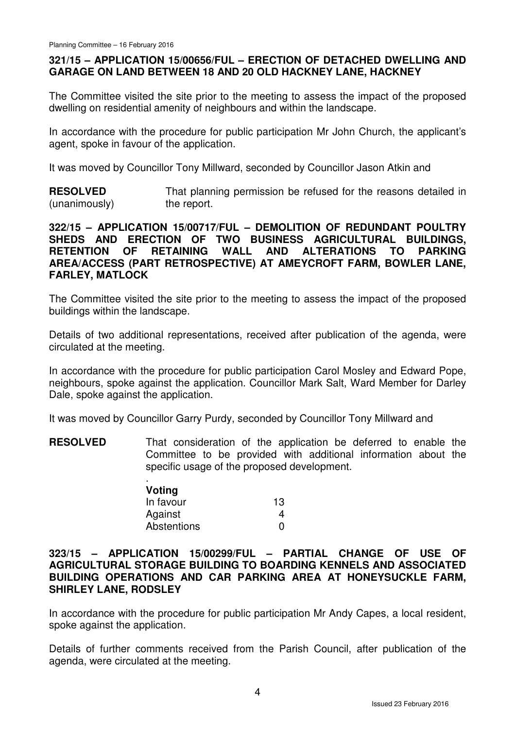### 321/15 – APPLICATION 15/00656/FUL – ERECTION OF DETACHED DWELLING AND GARAGE ON LAND BETWEEN 18 AND 20 OLD HACKNEY LANE, HACKNEY

The Committee visited the site prior to the meeting to assess the impact of the proposed dwelling on residential amenity of neighbours and within the landscape.

In accordance with the procedure for public participation Mr John Church, the applicant's agent, spoke in favour of the application.

It was moved by Councillor Tony Millward, seconded by Councillor Jason Atkin and

**RESOLVED** (unanimously) That planning permission be refused for the reasons detailed in the report.

### 322/15 – APPLICATION 15/00717/FUL – DEMOLITION OF REDUNDANT POULTRY SHEDS AND ERECTION OF TWO BUSINESS AGRICULTURAL BUILDINGS, RETENTION OF RETAINING WALL AND ALTERATIONS TO PARKING AREA/ACCESS (PART RETROSPECTIVE) AT AMEYCROFT FARM, BOWLER LANE, FARLEY, MATLOCK

The Committee visited the site prior to the meeting to assess the impact of the proposed buildings within the landscape.

Details of two additional representations, received after publication of the agenda, were circulated at the meeting.

In accordance with the procedure for public participation Carol Mosley and Edward Pope, neighbours, spoke against the application. Councillor Mark Salt, Ward Member for Darley Dale, spoke against the application.

It was moved by Councillor Garry Purdy, seconded by Councillor Tony Millward and

**RESOLVED** That consideration of the application be deferred to enable the Committee to be provided with additional information about the specific usage of the proposed development.

.

| **Voting** | |
|---|---|
| In favour | 13 |
| Against | 4 |
| Abstentions | 0 |

### 323/15 – APPLICATION 15/00299/FUL – PARTIAL CHANGE OF USE OF AGRICULTURAL STORAGE BUILDING TO BOARDING KENNELS AND ASSOCIATED BUILDING OPERATIONS AND CAR PARKING AREA AT HONEYSUCKLE FARM, SHIRLEY LANE, RODSLEY

In accordance with the procedure for public participation Mr Andy Capes, a local resident, spoke against the application.

Details of further comments received from the Parish Council, after publication of the agenda, were circulated at the meeting.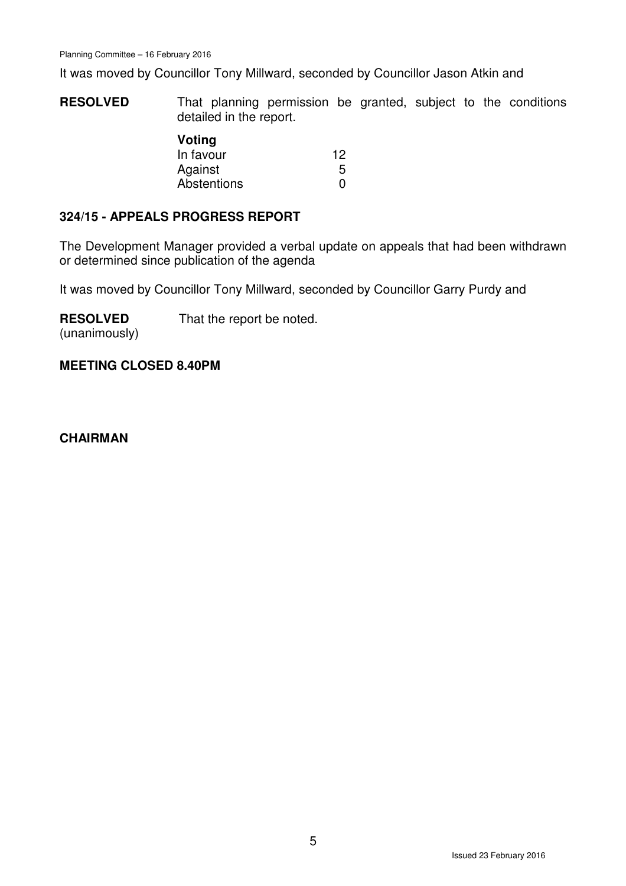It was moved by Councillor Tony Millward, seconded by Councillor Jason Atkin and

**RESOLVED** That planning permission be granted, subject to the conditions detailed in the report.

**Voting**

| | |
|---|---|
| In favour | 12 |
| Against | 5 |
| Abstentions | 0 |

**324/15 - APPEALS PROGRESS REPORT**

The Development Manager provided a verbal update on appeals that had been withdrawn or determined since publication of the agenda

It was moved by Councillor Tony Millward, seconded by Councillor Garry Purdy and

**RESOLVED** (unanimously) That the report be noted.

**MEETING CLOSED 8.40PM**

**CHAIRMAN**

Issued 23 February 2016